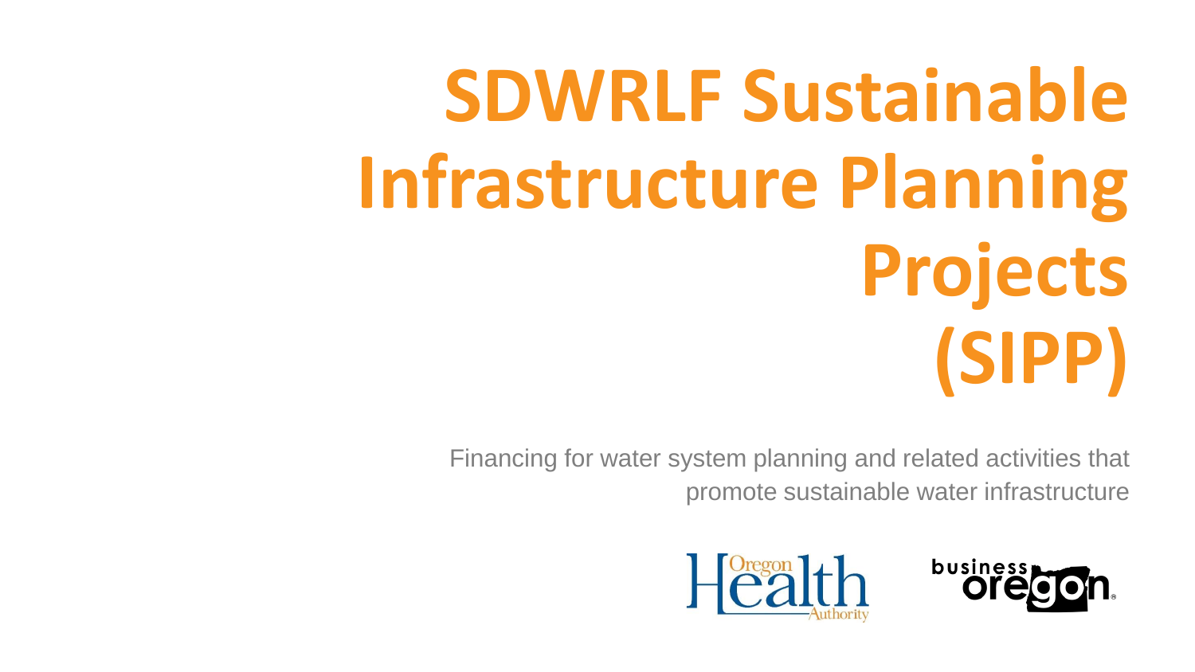# SDWRLF Sustainable Infrastructure Planning Projects (SIPP)

Financing for water system planning and related activities that promote sustainable water infrastructure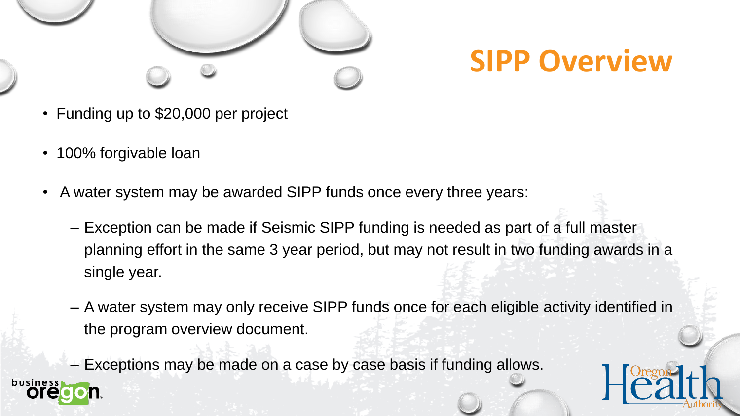# SIPP Overview

- Funding up to $20,000 per project
- 100% forgivable loan
- A water system may be awarded SIPP funds once every three years:
  - Exception can be made if Seismic SIPP funding is needed as part of a full master planning effort in the same 3 year period, but may not result in two funding awards in a single year.
  - A water system may only receive SIPP funds once for each eligible activity identified in the program overview document.
  - Exceptions may be made on a case by case basis if funding allows.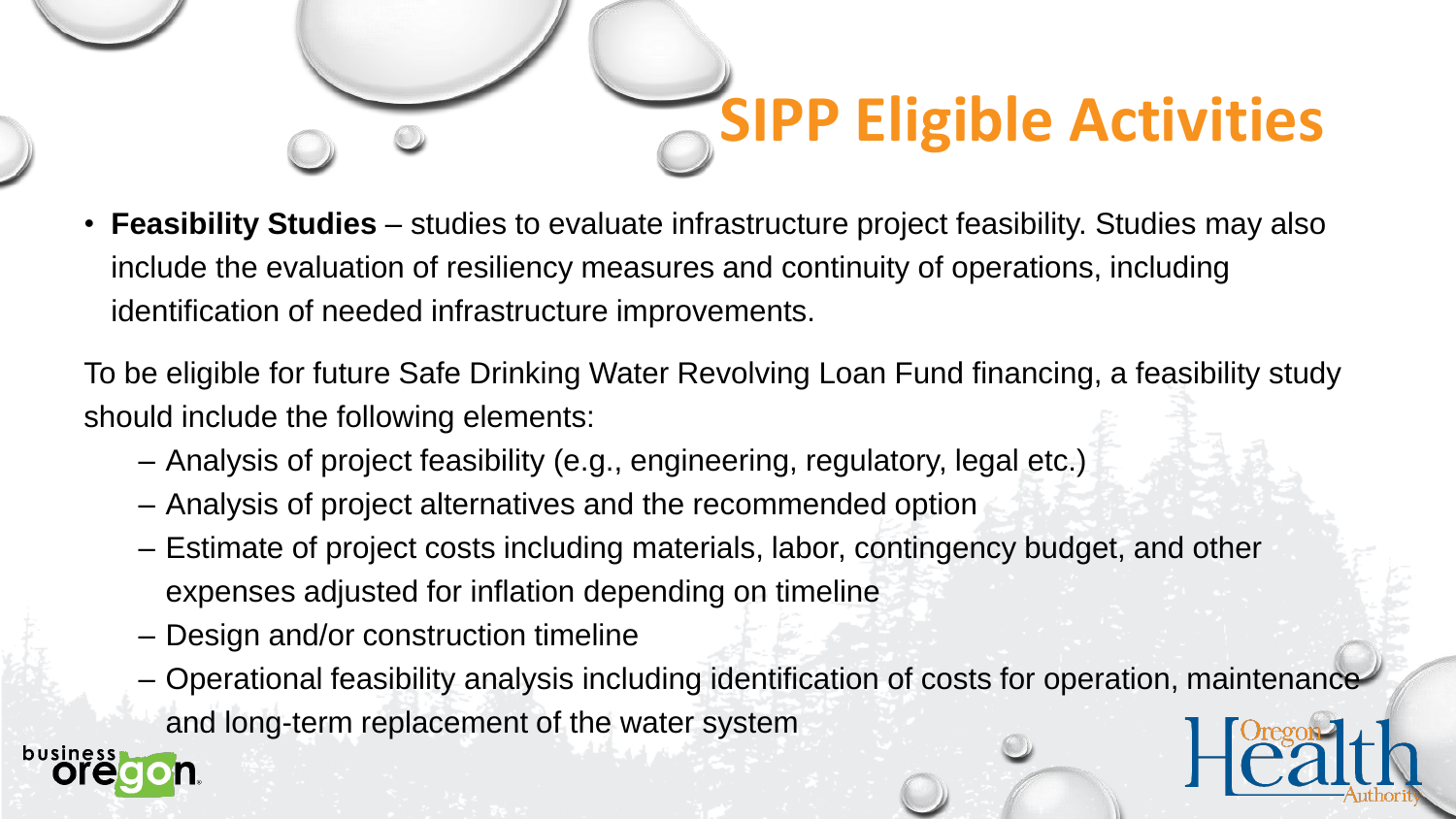# SIPP Eligible Activities

- **Feasibility Studies** – studies to evaluate infrastructure project feasibility. Studies may also include the evaluation of resiliency measures and continuity of operations, including identification of needed infrastructure improvements.

To be eligible for future Safe Drinking Water Revolving Loan Fund financing, a feasibility study should include the following elements:

- Analysis of project feasibility (e.g., engineering, regulatory, legal etc.)
- Analysis of project alternatives and the recommended option
- Estimate of project costs including materials, labor, contingency budget, and other expenses adjusted for inflation depending on timeline
- Design and/or construction timeline
- Operational feasibility analysis including identification of costs for operation, maintenance and long-term replacement of the water system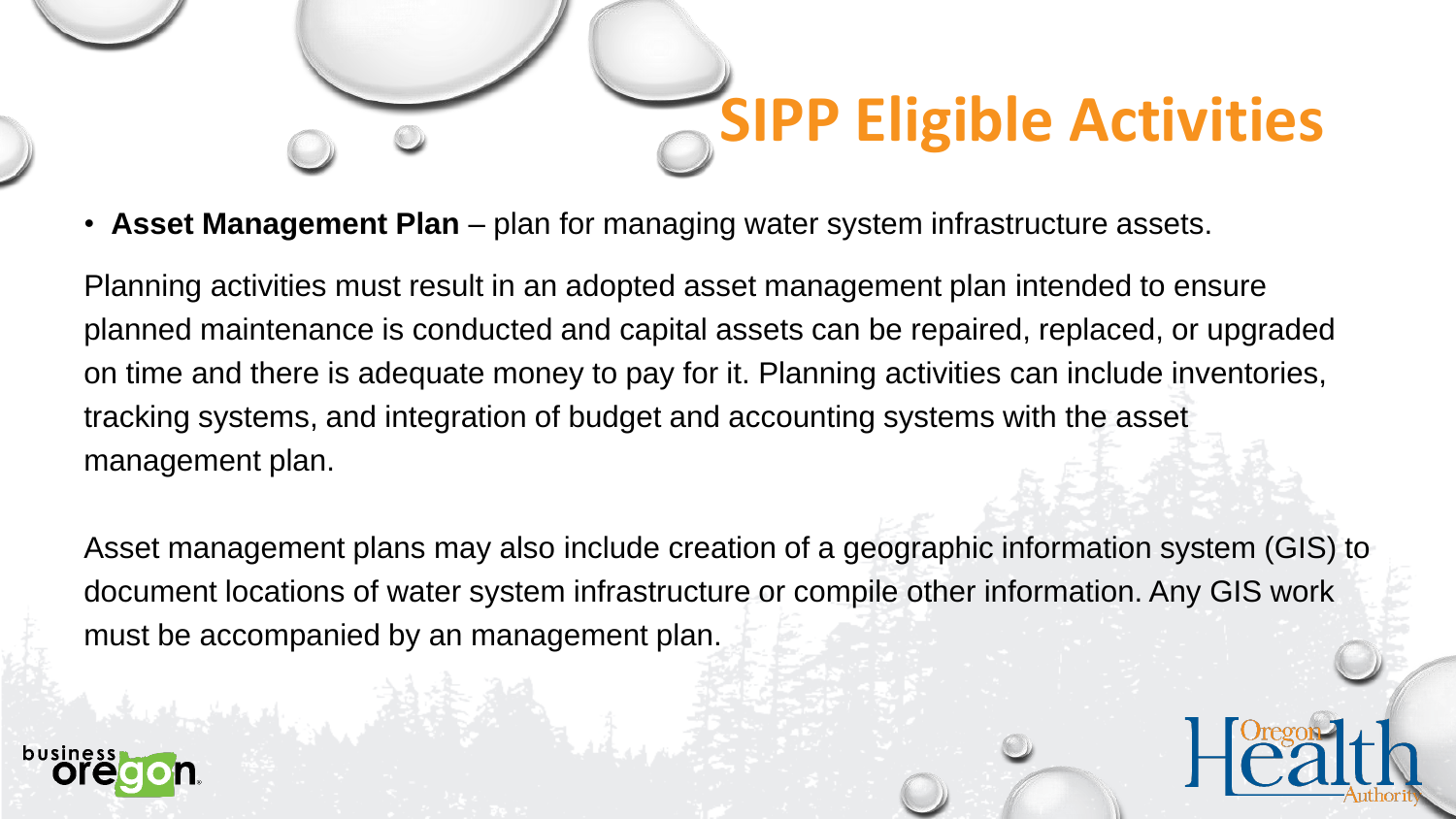# SIPP Eligible Activities

- **Asset Management Plan** – plan for managing water system infrastructure assets.

Planning activities must result in an adopted asset management plan intended to ensure planned maintenance is conducted and capital assets can be repaired, replaced, or upgraded on time and there is adequate money to pay for it. Planning activities can include inventories, tracking systems, and integration of budget and accounting systems with the asset management plan.

Asset management plans may also include creation of a geographic information system (GIS) to document locations of water system infrastructure or compile other information. Any GIS work must be accompanied by an management plan.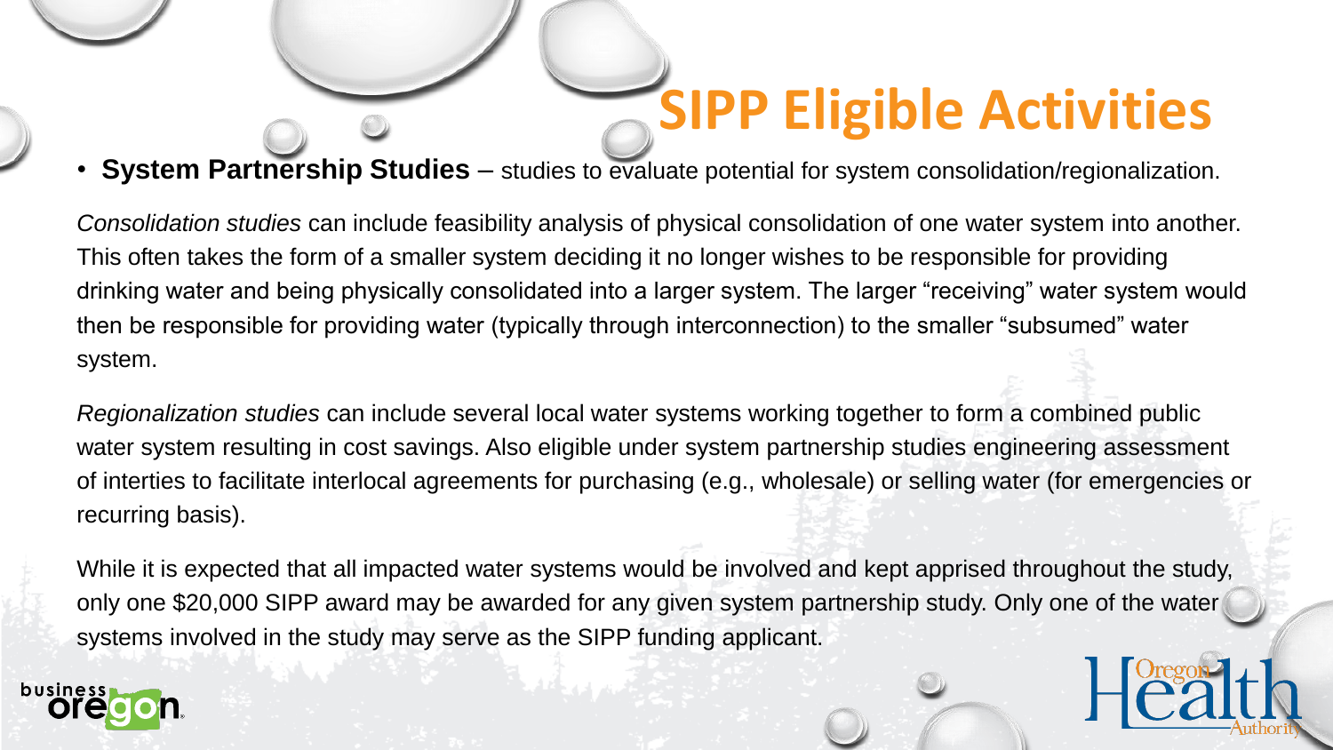# SIPP Eligible Activities

- **System Partnership Studies** – studies to evaluate potential for system consolidation/regionalization.

*Consolidation studies* can include feasibility analysis of physical consolidation of one water system into another. This often takes the form of a smaller system deciding it no longer wishes to be responsible for providing drinking water and being physically consolidated into a larger system. The larger "receiving" water system would then be responsible for providing water (typically through interconnection) to the smaller "subsumed" water system.

*Regionalization studies* can include several local water systems working together to form a combined public water system resulting in cost savings. Also eligible under system partnership studies engineering assessment of interties to facilitate interlocal agreements for purchasing (e.g., wholesale) or selling water (for emergencies or recurring basis).

While it is expected that all impacted water systems would be involved and kept apprised throughout the study, only one $20,000 SIPP award may be awarded for any given system partnership study. Only one of the water systems involved in the study may serve as the SIPP funding applicant.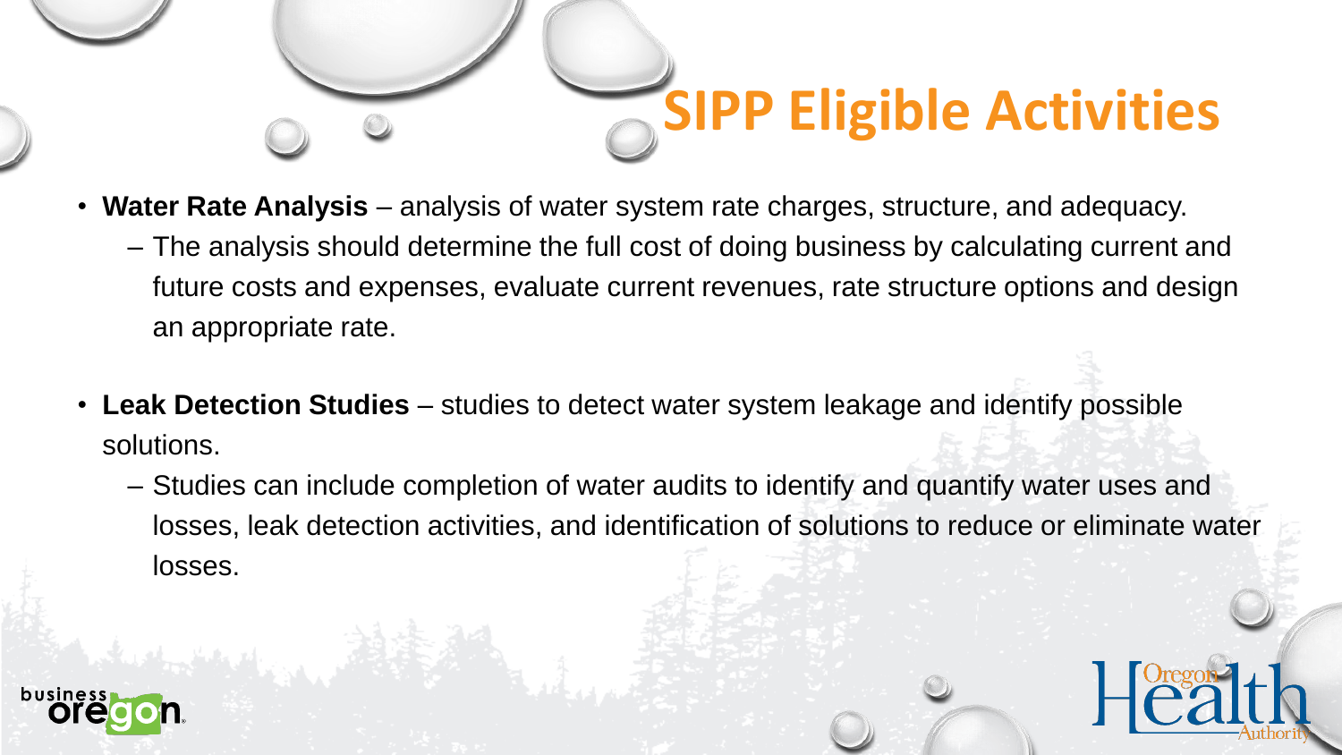# SIPP Eligible Activities

- **Water Rate Analysis** – analysis of water system rate charges, structure, and adequacy.
  - The analysis should determine the full cost of doing business by calculating current and future costs and expenses, evaluate current revenues, rate structure options and design an appropriate rate.

- **Leak Detection Studies** – studies to detect water system leakage and identify possible solutions.
  - Studies can include completion of water audits to identify and quantify water uses and losses, leak detection activities, and identification of solutions to reduce or eliminate water losses.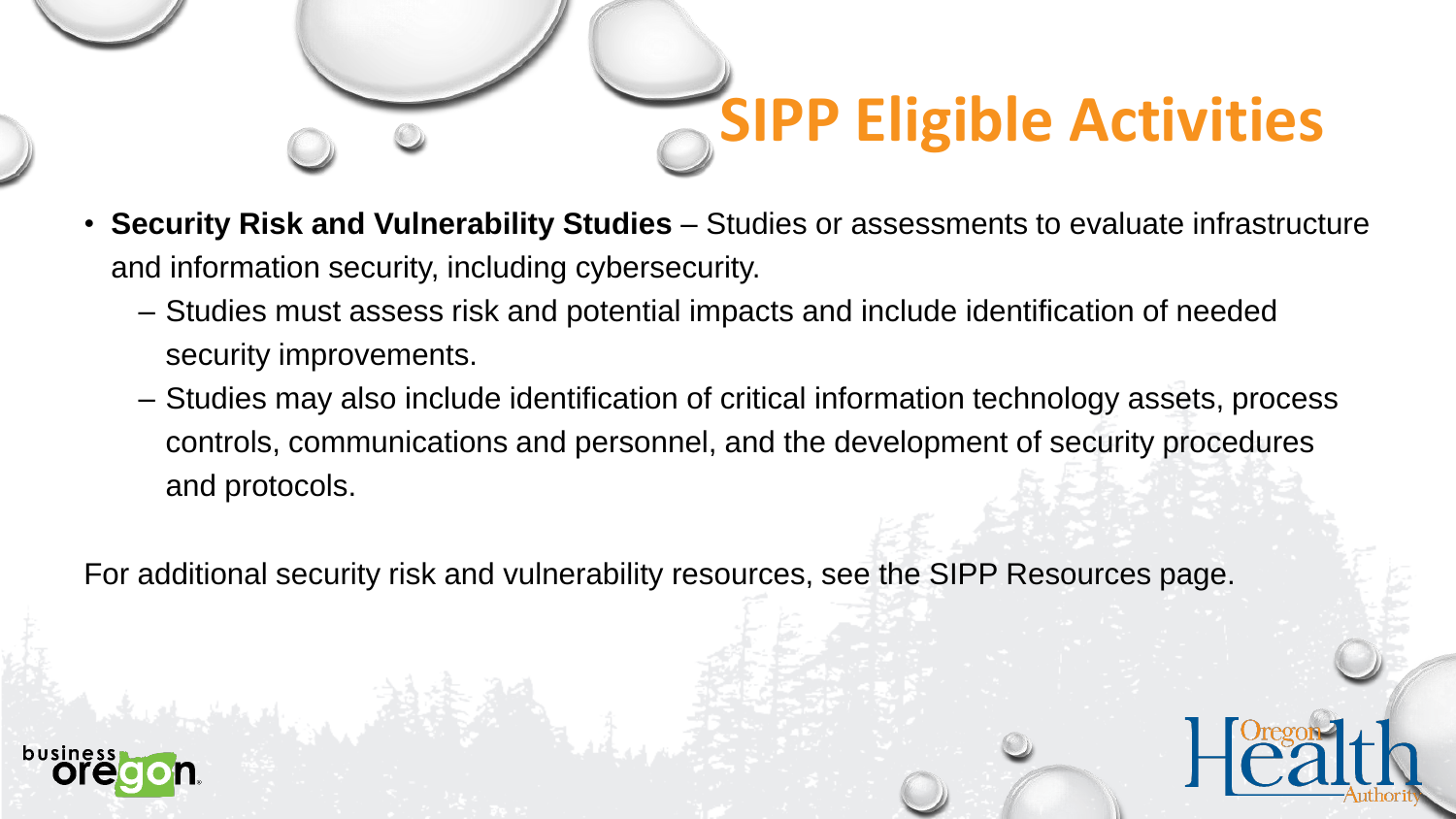# SIPP Eligible Activities

- **Security Risk and Vulnerability Studies** – Studies or assessments to evaluate infrastructure and information security, including cybersecurity.
  - Studies must assess risk and potential impacts and include identification of needed security improvements.
  - Studies may also include identification of critical information technology assets, process controls, communications and personnel, and the development of security procedures and protocols.

For additional security risk and vulnerability resources, see the SIPP Resources page.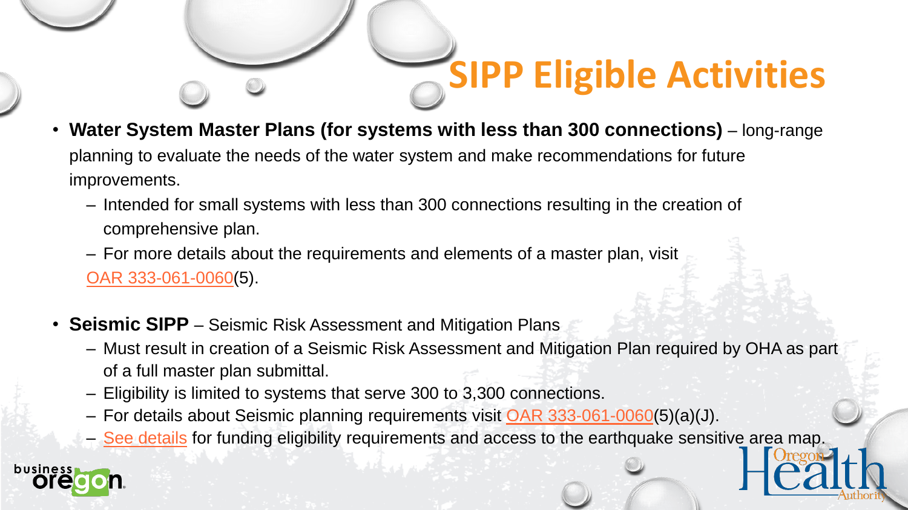# SIPP Eligible Activities

- **Water System Master Plans (for systems with less than 300 connections)** – long-range planning to evaluate the needs of the water system and make recommendations for future improvements.
  - Intended for small systems with less than 300 connections resulting in the creation of comprehensive plan.
  - For more details about the requirements and elements of a master plan, visit OAR 333-061-0060(5).
- **Seismic SIPP** – Seismic Risk Assessment and Mitigation Plans
  - Must result in creation of a Seismic Risk Assessment and Mitigation Plan required by OHA as part of a full master plan submittal.
  - Eligibility is limited to systems that serve 300 to 3,300 connections.
  - For details about Seismic planning requirements visit OAR 333-061-0060(5)(a)(J).
  - See details for funding eligibility requirements and access to the earthquake sensitive area map.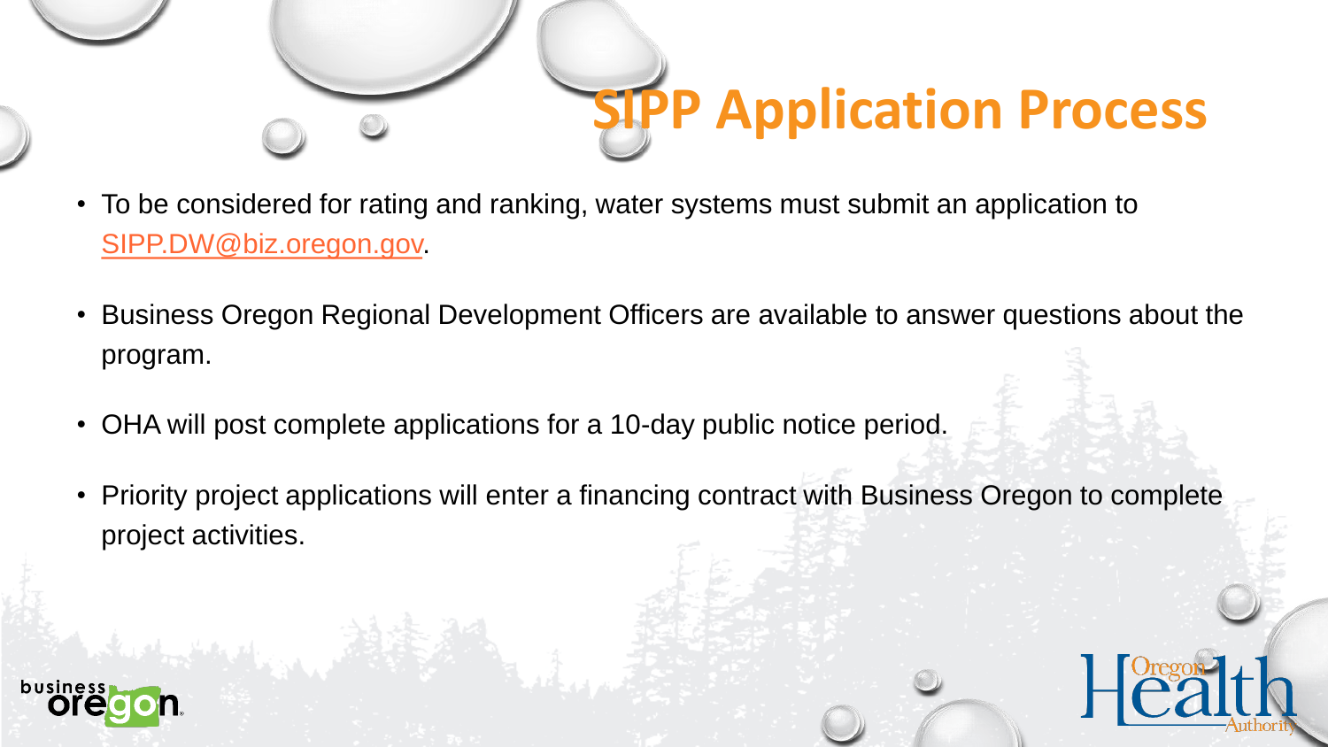# SIPP Application Process

- To be considered for rating and ranking, water systems must submit an application to SIPP.DW@biz.oregon.gov.
- Business Oregon Regional Development Officers are available to answer questions about the program.
- OHA will post complete applications for a 10-day public notice period.
- Priority project applications will enter a financing contract with Business Oregon to complete project activities.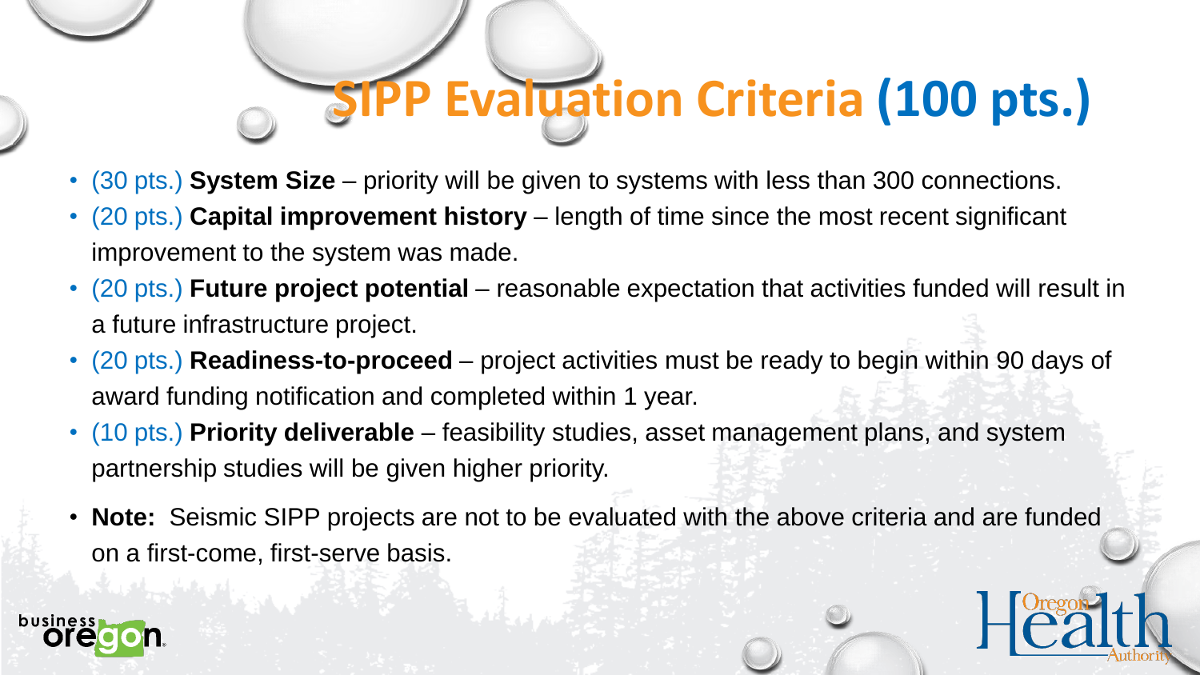# SIPP Evaluation Criteria (100 pts.)

- (30 pts.) **System Size** – priority will be given to systems with less than 300 connections.
- (20 pts.) **Capital improvement history** – length of time since the most recent significant improvement to the system was made.
- (20 pts.) **Future project potential** – reasonable expectation that activities funded will result in a future infrastructure project.
- (20 pts.) **Readiness-to-proceed** – project activities must be ready to begin within 90 days of award funding notification and completed within 1 year.
- (10 pts.) **Priority deliverable** – feasibility studies, asset management plans, and system partnership studies will be given higher priority.
- **Note:** Seismic SIPP projects are not to be evaluated with the above criteria and are funded on a first-come, first-serve basis.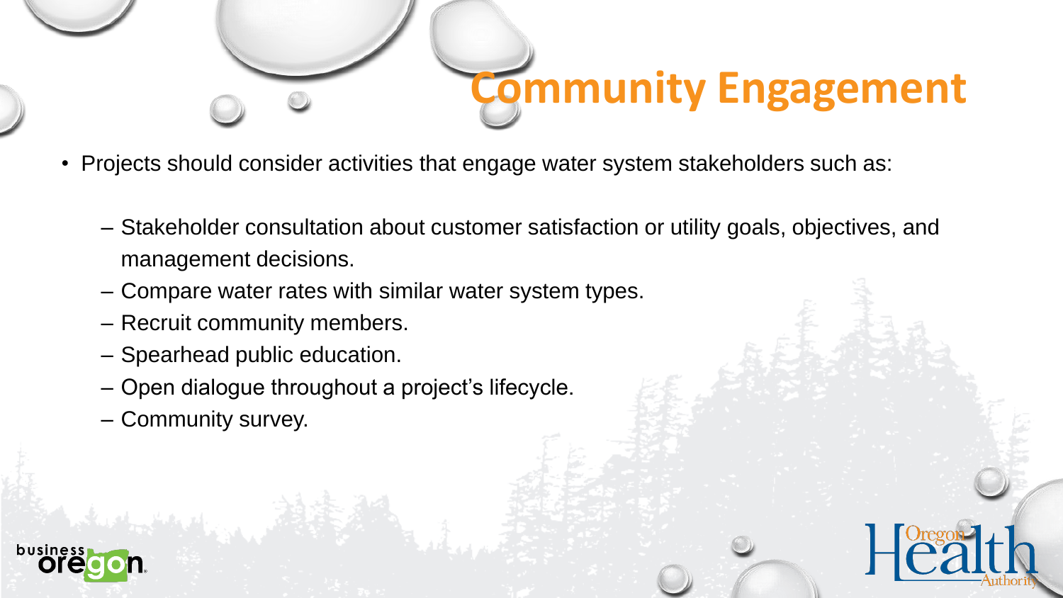# Community Engagement

- Projects should consider activities that engage water system stakeholders such as:
  - Stakeholder consultation about customer satisfaction or utility goals, objectives, and management decisions.
  - Compare water rates with similar water system types.
  - Recruit community members.
  - Spearhead public education.
  - Open dialogue throughout a project's lifecycle.
  - Community survey.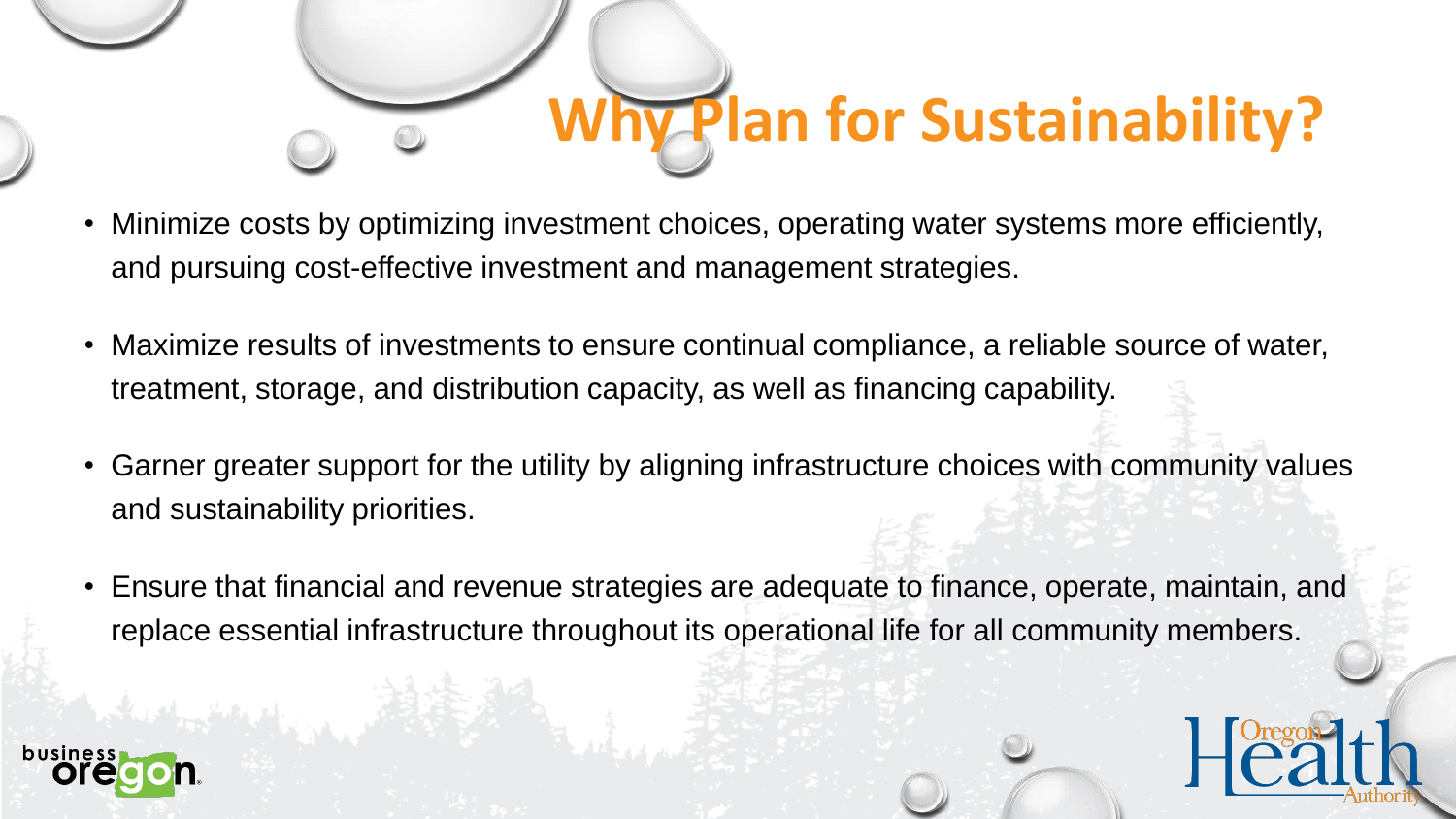# Why Plan for Sustainability?

- Minimize costs by optimizing investment choices, operating water systems more efficiently, and pursuing cost-effective investment and management strategies.
- Maximize results of investments to ensure continual compliance, a reliable source of water, treatment, storage, and distribution capacity, as well as financing capability.
- Garner greater support for the utility by aligning infrastructure choices with community values and sustainability priorities.
- Ensure that financial and revenue strategies are adequate to finance, operate, maintain, and replace essential infrastructure throughout its operational life for all community members.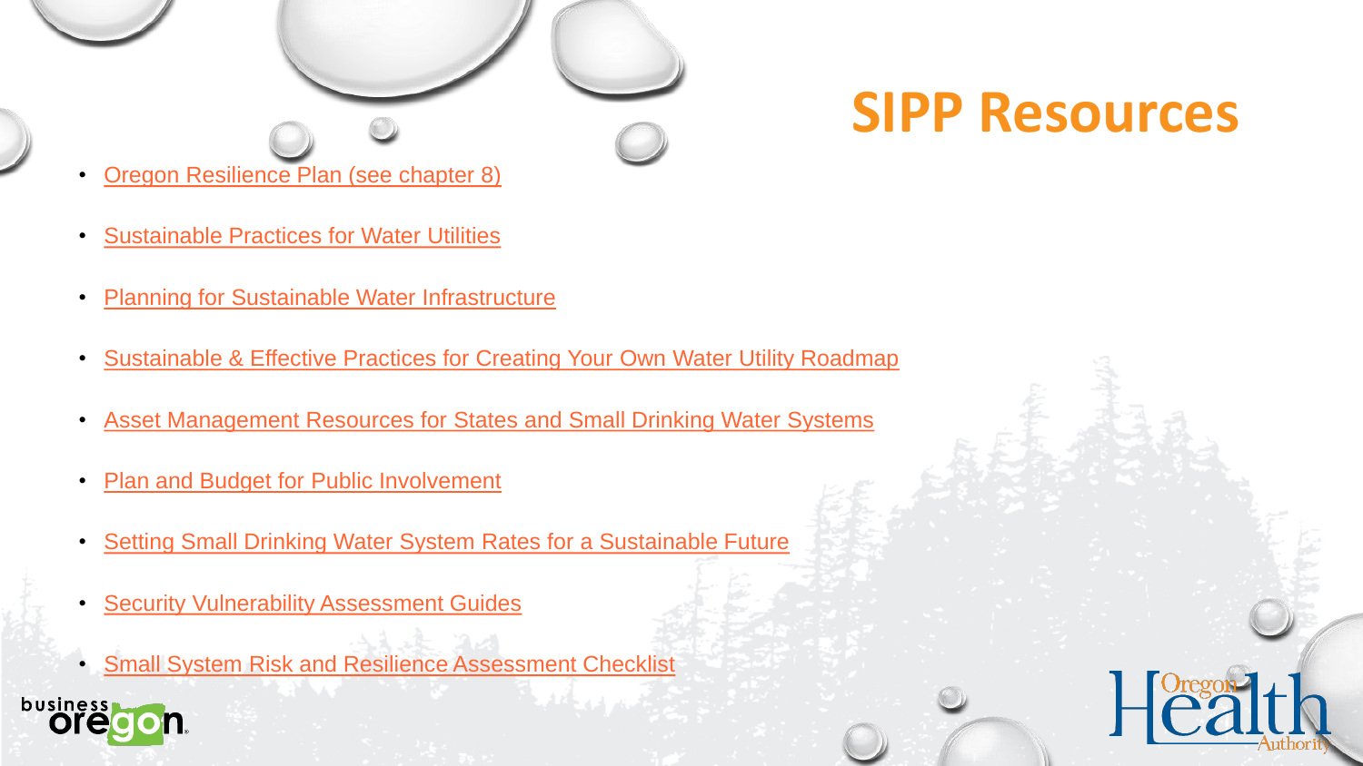# SIPP Resources

- Oregon Resilience Plan (see chapter 8)
- Sustainable Practices for Water Utilities
- Planning for Sustainable Water Infrastructure
- Sustainable & Effective Practices for Creating Your Own Water Utility Roadmap
- Asset Management Resources for States and Small Drinking Water Systems
- Plan and Budget for Public Involvement
- Setting Small Drinking Water System Rates for a Sustainable Future
- Security Vulnerability Assessment Guides
- Small System Risk and Resilience Assessment Checklist